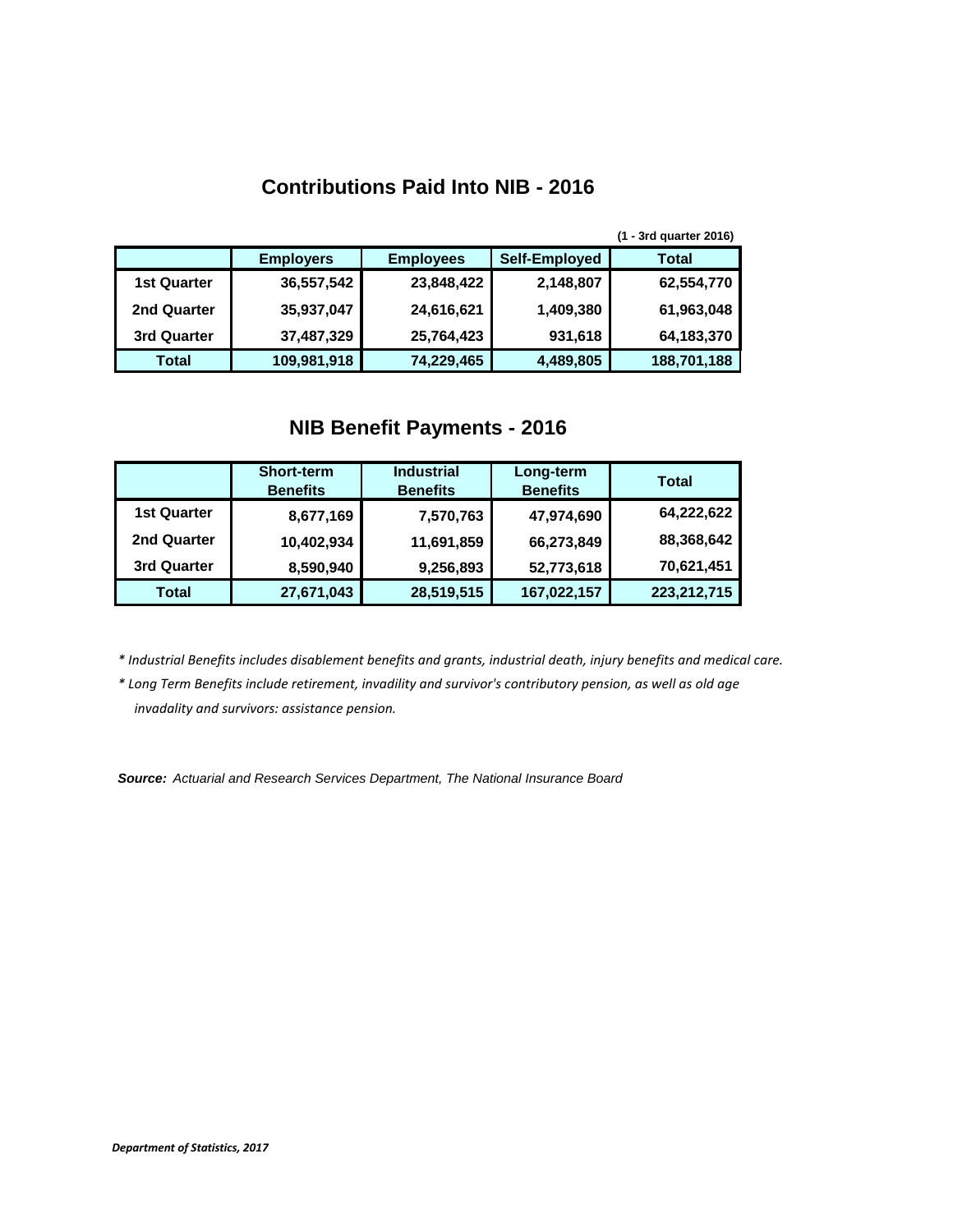## Contributions Paid Into NIB - 2016

**(1 - 3rd quarter 2016)**

| | Employers | Employees | Self-Employed | Total |
|---|---|---|---|---|
| **1st Quarter** | 36,557,542 | 23,848,422 | 2,148,807 | 62,554,770 |
| **2nd Quarter** | 35,937,047 | 24,616,621 | 1,409,380 | 61,963,048 |
| **3rd Quarter** | 37,487,329 | 25,764,423 | 931,618 | 64,183,370 |
| **Total** | 109,981,918 | 74,229,465 | 4,489,805 | 188,701,188 |

## NIB Benefit Payments - 2016

| | Short-term Benefits | Industrial Benefits | Long-term Benefits | Total |
|---|---|---|---|---|
| **1st Quarter** | 8,677,169 | 7,570,763 | 47,974,690 | 64,222,622 |
| **2nd Quarter** | 10,402,934 | 11,691,859 | 66,273,849 | 88,368,642 |
| **3rd Quarter** | 8,590,940 | 9,256,893 | 52,773,618 | 70,621,451 |
| **Total** | 27,671,043 | 28,519,515 | 167,022,157 | 223,212,715 |

*\* Industrial Benefits includes disablement benefits and grants, industrial death, injury benefits and medical care.*

*\* Long Term Benefits include retirement, invadility and survivor's contributory pension, as well as old age invadality and survivors: assistance pension.*

***Source:** Actuarial and Research Services Department, The National Insurance Board*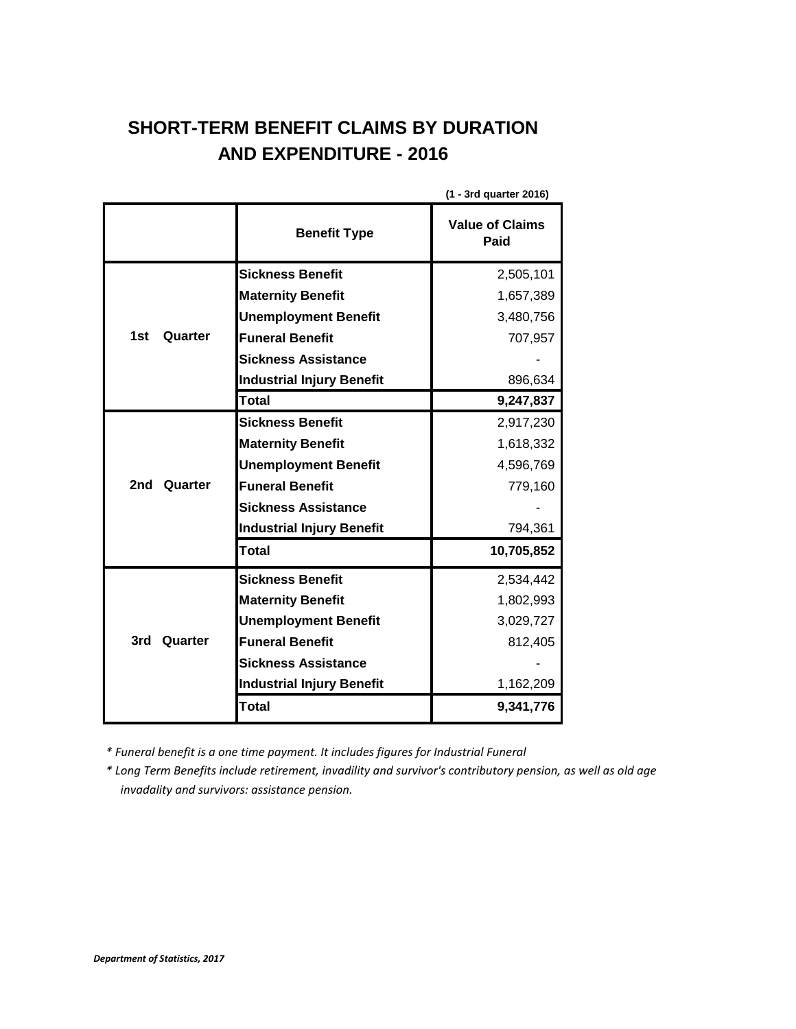# SHORT-TERM BENEFIT CLAIMS BY DURATION AND EXPENDITURE - 2016

**(1 - 3rd quarter 2016)**

| | Benefit Type | Value of Claims Paid |
|---|---|---|
| 1st Quarter | **Sickness Benefit** | 2,505,101 |
| | **Maternity Benefit** | 1,657,389 |
| | **Unemployment Benefit** | 3,480,756 |
| | **Funeral Benefit** | 707,957 |
| | **Sickness Assistance** | - |
| | **Industrial Injury Benefit** | 896,634 |
| | **Total** | **9,247,837** |
| 2nd Quarter | **Sickness Benefit** | 2,917,230 |
| | **Maternity Benefit** | 1,618,332 |
| | **Unemployment Benefit** | 4,596,769 |
| | **Funeral Benefit** | 779,160 |
| | **Sickness Assistance** | - |
| | **Industrial Injury Benefit** | 794,361 |
| | **Total** | **10,705,852** |
| 3rd Quarter | **Sickness Benefit** | 2,534,442 |
| | **Maternity Benefit** | 1,802,993 |
| | **Unemployment Benefit** | 3,029,727 |
| | **Funeral Benefit** | 812,405 |
| | **Sickness Assistance** | - |
| | **Industrial Injury Benefit** | 1,162,209 |
| | **Total** | **9,341,776** |

*\* Funeral benefit is a one time payment. It includes figures for Industrial Funeral*

*\* Long Term Benefits include retirement, invadility and survivor's contributory pension, as well as old age invadality and survivors: assistance pension.*

***Department of Statistics, 2017***